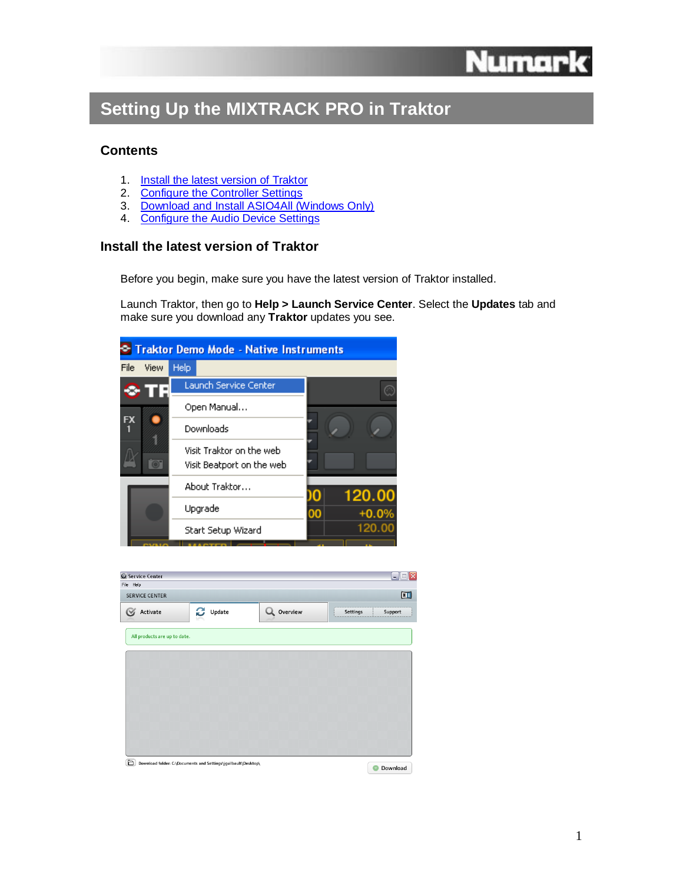# Setting Up the MIXTRACK PRO in Traktor

## Contents

1. Install the latest version of Traktor
2. Configure the Controller Settings
3. Download and Install ASIO4All (Windows Only)
4. Configure the Audio Device Settings

## Install the latest version of Traktor

Before you begin, make sure you have the latest version of Traktor installed.

Launch Traktor, then go to **Help > Launch Service Center**. Select the **Updates** tab and make sure you download any **Traktor** updates you see.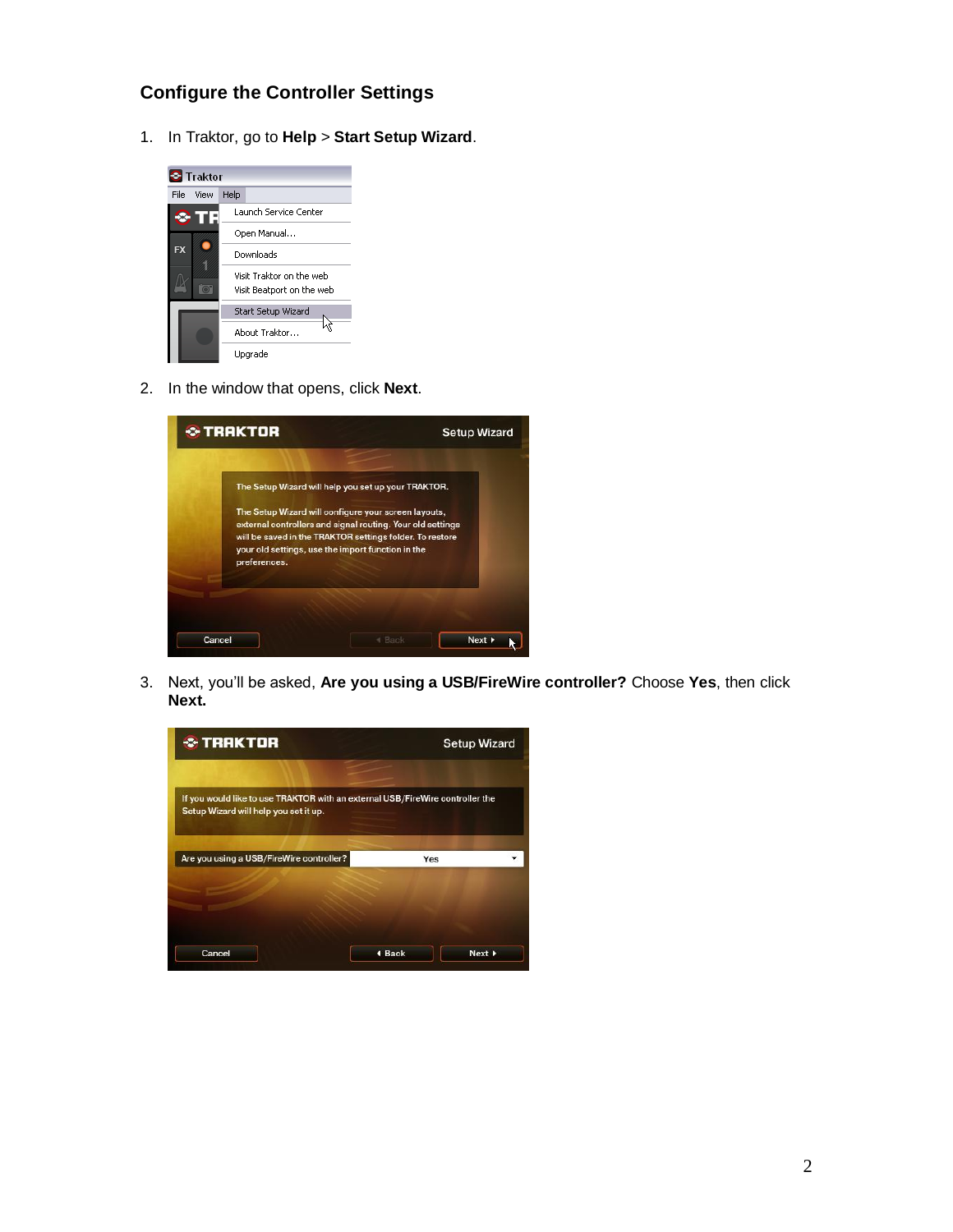### Configure the Controller Settings

1. In Traktor, go to **Help** > **Start Setup Wizard**.

2. In the window that opens, click **Next**.

3. Next, you'll be asked, **Are you using a USB/FireWire controller?** Choose **Yes**, then click **Next.**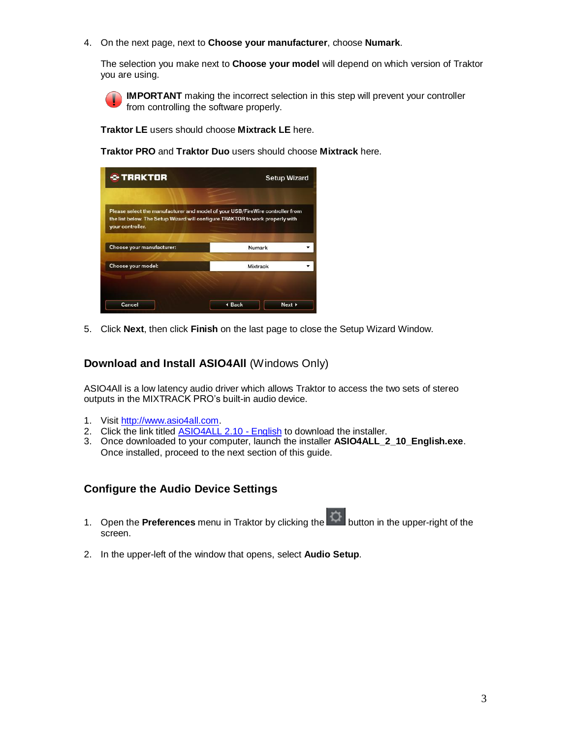4. On the next page, next to **Choose your manufacturer**, choose **Numark**.

   The selection you make next to **Choose your model** will depend on which version of Traktor you are using.

   **IMPORTANT** making the incorrect selection in this step will prevent your controller from controlling the software properly.

   **Traktor LE** users should choose **Mixtrack LE** here.

   **Traktor PRO** and **Traktor Duo** users should choose **Mixtrack** here.

5. Click **Next**, then click **Finish** on the last page to close the Setup Wizard Window.

## Download and Install ASIO4All (Windows Only)

ASIO4All is a low latency audio driver which allows Traktor to access the two sets of stereo outputs in the MIXTRACK PRO's built-in audio device.

1. Visit [http://www.asio4all.com](http://www.asio4all.com).
2. Click the link titled ASIO4ALL 2.10 - English to download the installer.
3. Once downloaded to your computer, launch the installer **ASIO4ALL_2_10_English.exe**. Once installed, proceed to the next section of this guide.

## Configure the Audio Device Settings

1. Open the **Preferences** menu in Traktor by clicking the button in the upper-right of the screen.

2. In the upper-left of the window that opens, select **Audio Setup**.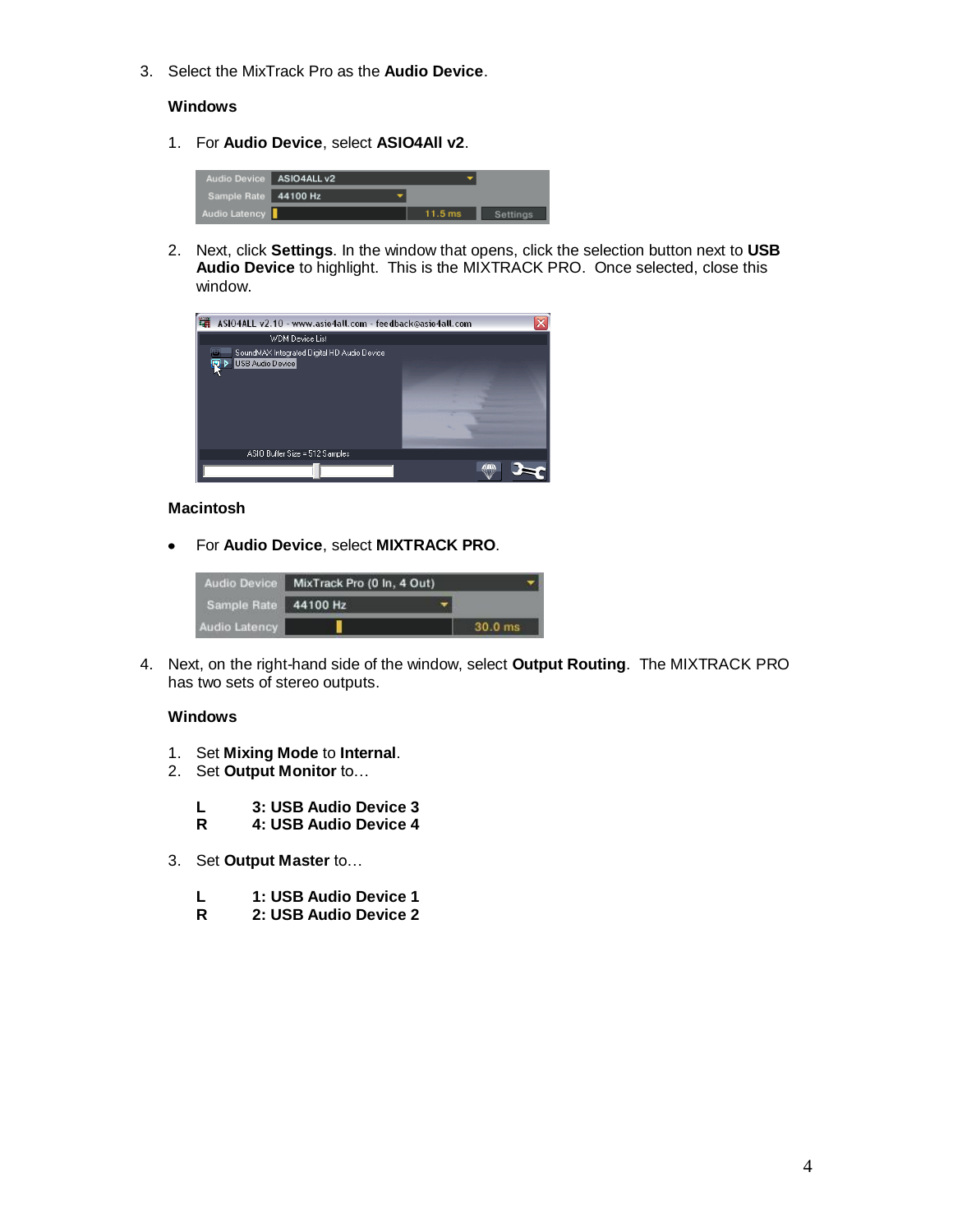3. Select the MixTrack Pro as the **Audio Device**.

   **Windows**

   1. For **Audio Device**, select **ASIO4All v2**.

   2. Next, click **Settings**. In the window that opens, click the selection button next to **USB Audio Device** to highlight. This is the MIXTRACK PRO. Once selected, close this window.

   **Macintosh**

   - For **Audio Device**, select **MIXTRACK PRO**.

4. Next, on the right-hand side of the window, select **Output Routing**. The MIXTRACK PRO has two sets of stereo outputs.

   **Windows**

   1. Set **Mixing Mode** to **Internal**.
   2. Set **Output Monitor** to…

      **L** **3: USB Audio Device 3**
      **R** **4: USB Audio Device 4**

   3. Set **Output Master** to…

      **L** **1: USB Audio Device 1**
      **R** **2: USB Audio Device 2**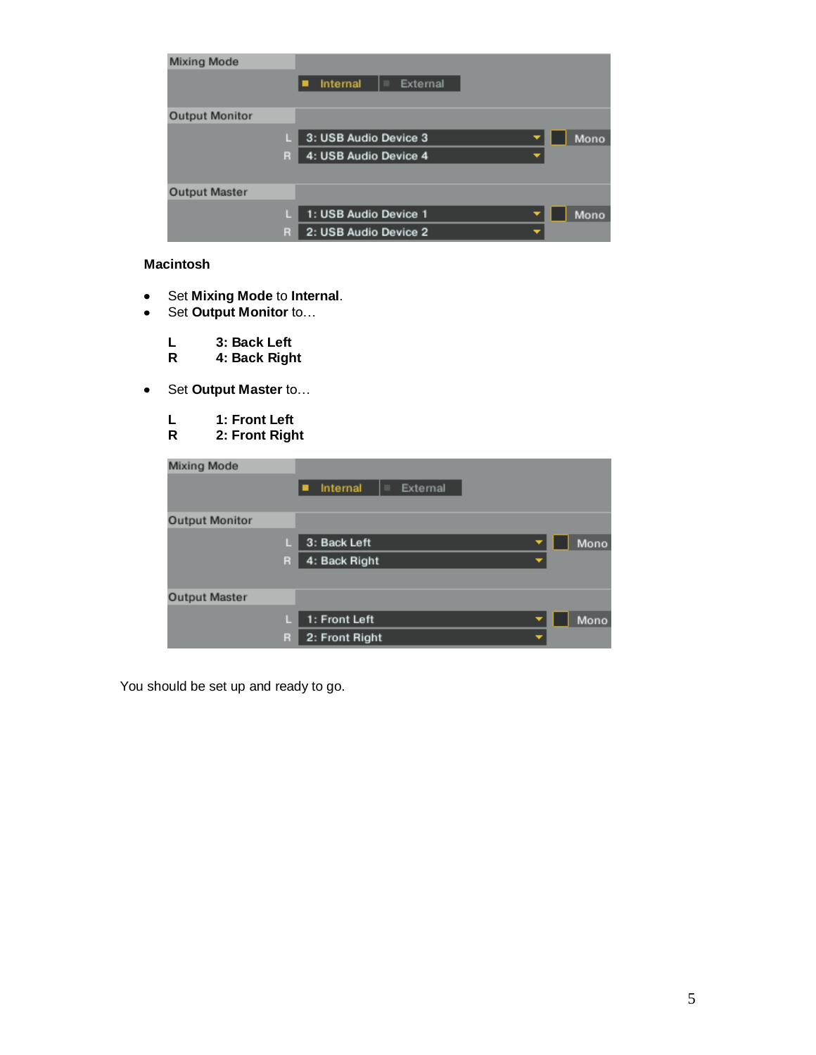**Macintosh**

- Set **Mixing Mode** to **Internal**.
- Set **Output Monitor** to…

| | |
|---|---|
| **L** | **3: Back Left** |
| **R** | **4: Back Right** |

- Set **Output Master** to…

| | |
|---|---|
| **L** | **1: Front Left** |
| **R** | **2: Front Right** |

You should be set up and ready to go.